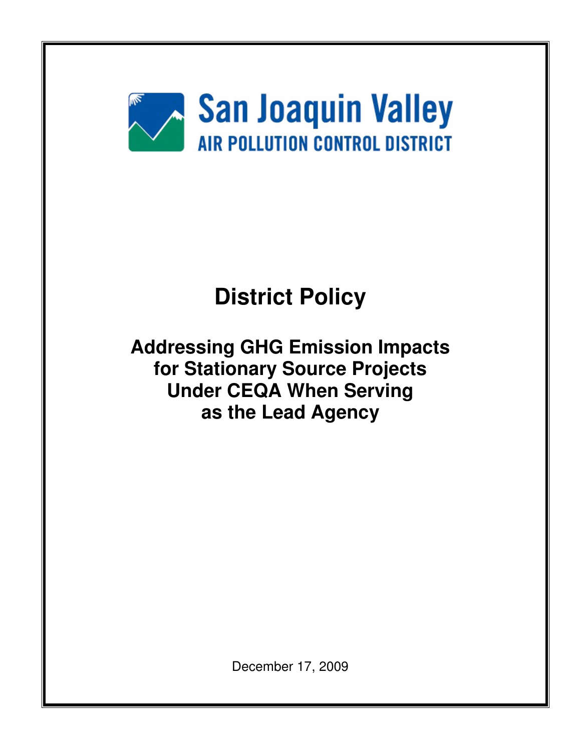**San Joaquin Valley**
**AIR POLLUTION CONTROL DISTRICT**

# District Policy

## Addressing GHG Emission Impacts for Stationary Source Projects Under CEQA When Serving as the Lead Agency

December 17, 2009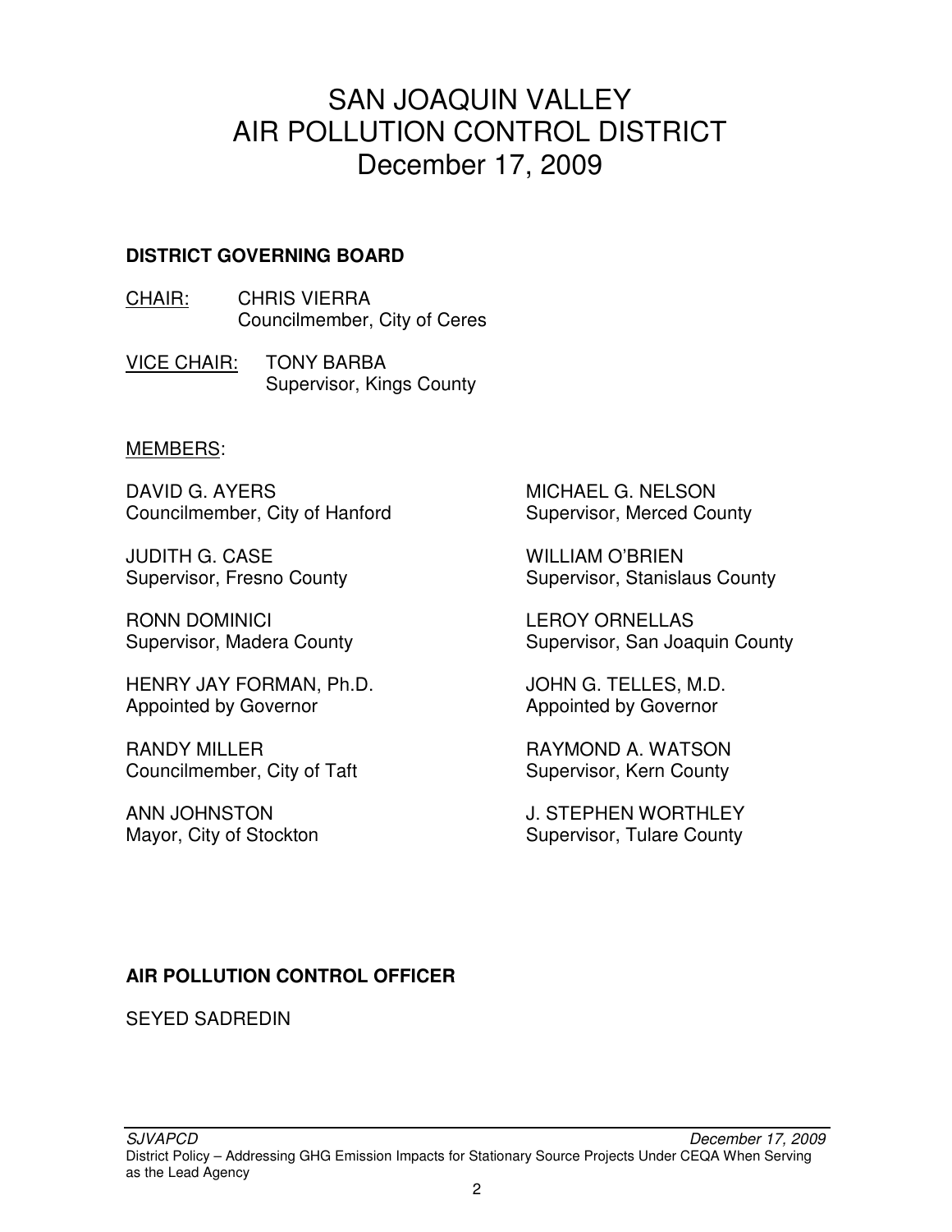# SAN JOAQUIN VALLEY
# AIR POLLUTION CONTROL DISTRICT
# December 17, 2009

**DISTRICT GOVERNING BOARD**

CHAIR: CHRIS VIERRA
Councilmember, City of Ceres

VICE CHAIR: TONY BARBA
Supervisor, Kings County

MEMBERS:

DAVID G. AYERS
Councilmember, City of Hanford

JUDITH G. CASE
Supervisor, Fresno County

RONN DOMINICI
Supervisor, Madera County

HENRY JAY FORMAN, Ph.D.
Appointed by Governor

RANDY MILLER
Councilmember, City of Taft

ANN JOHNSTON
Mayor, City of Stockton

MICHAEL G. NELSON
Supervisor, Merced County

WILLIAM O'BRIEN
Supervisor, Stanislaus County

LEROY ORNELLAS
Supervisor, San Joaquin County

JOHN G. TELLES, M.D.
Appointed by Governor

RAYMOND A. WATSON
Supervisor, Kern County

J. STEPHEN WORTHLEY
Supervisor, Tulare County

**AIR POLLUTION CONTROL OFFICER**

SEYED SADREDIN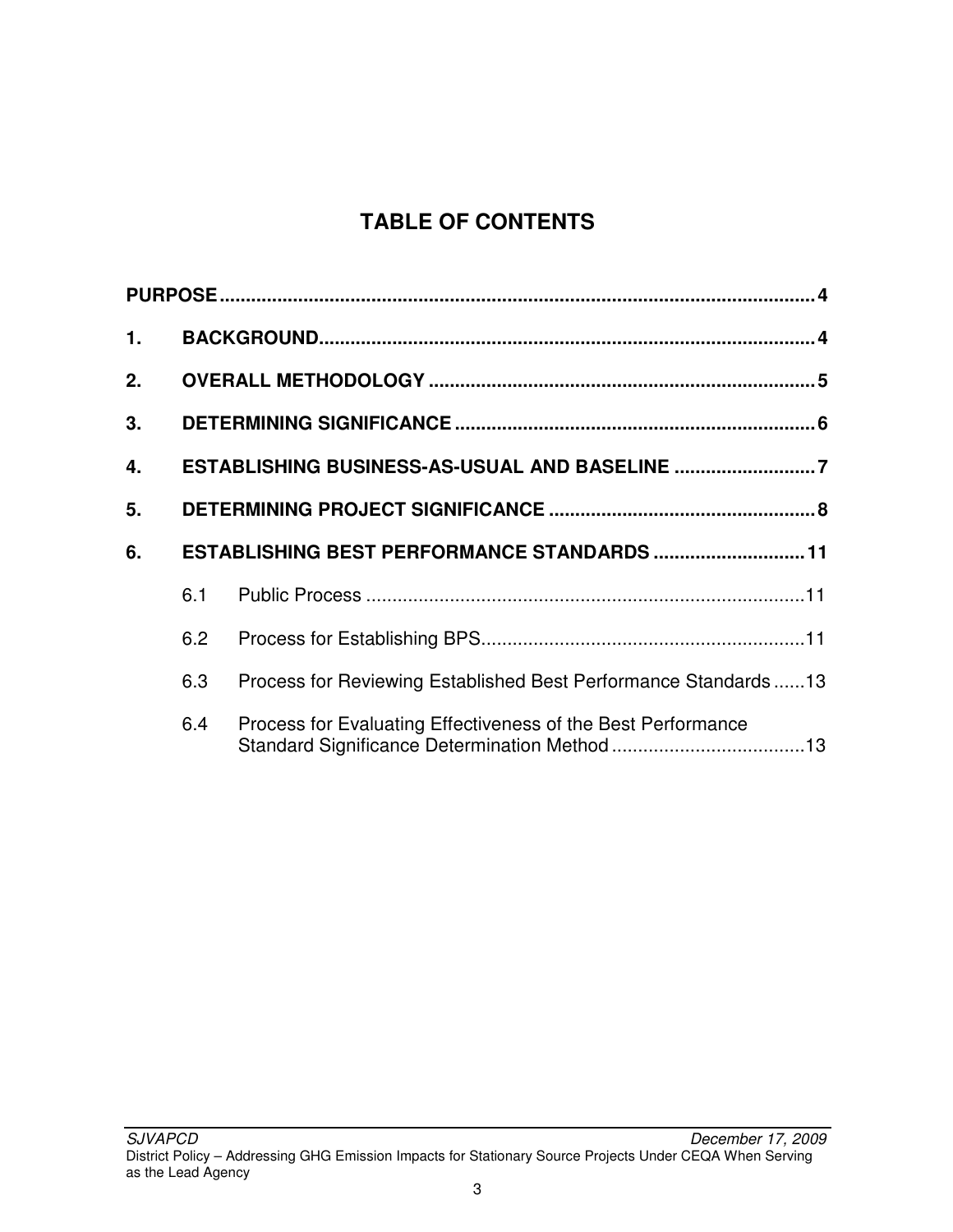# TABLE OF CONTENTS

**PURPOSE** ..................................................................................................... **4**

**1. BACKGROUND** ............................................................................................. **4**

**2. OVERALL METHODOLOGY** ......................................................................... **5**

**3. DETERMINING SIGNIFICANCE** .................................................................... **6**

**4. ESTABLISHING BUSINESS-AS-USUAL AND BASELINE** ........................... **7**

**5. DETERMINING PROJECT SIGNIFICANCE** .................................................. **8**

**6. ESTABLISHING BEST PERFORMANCE STANDARDS** ............................ **11**

- 6.1 Public Process ................................................................................... 11
- 6.2 Process for Establishing BPS............................................................. 11
- 6.3 Process for Reviewing Established Best Performance Standards ...... 13
- 6.4 Process for Evaluating Effectiveness of the Best Performance Standard Significance Determination Method ..................................... 13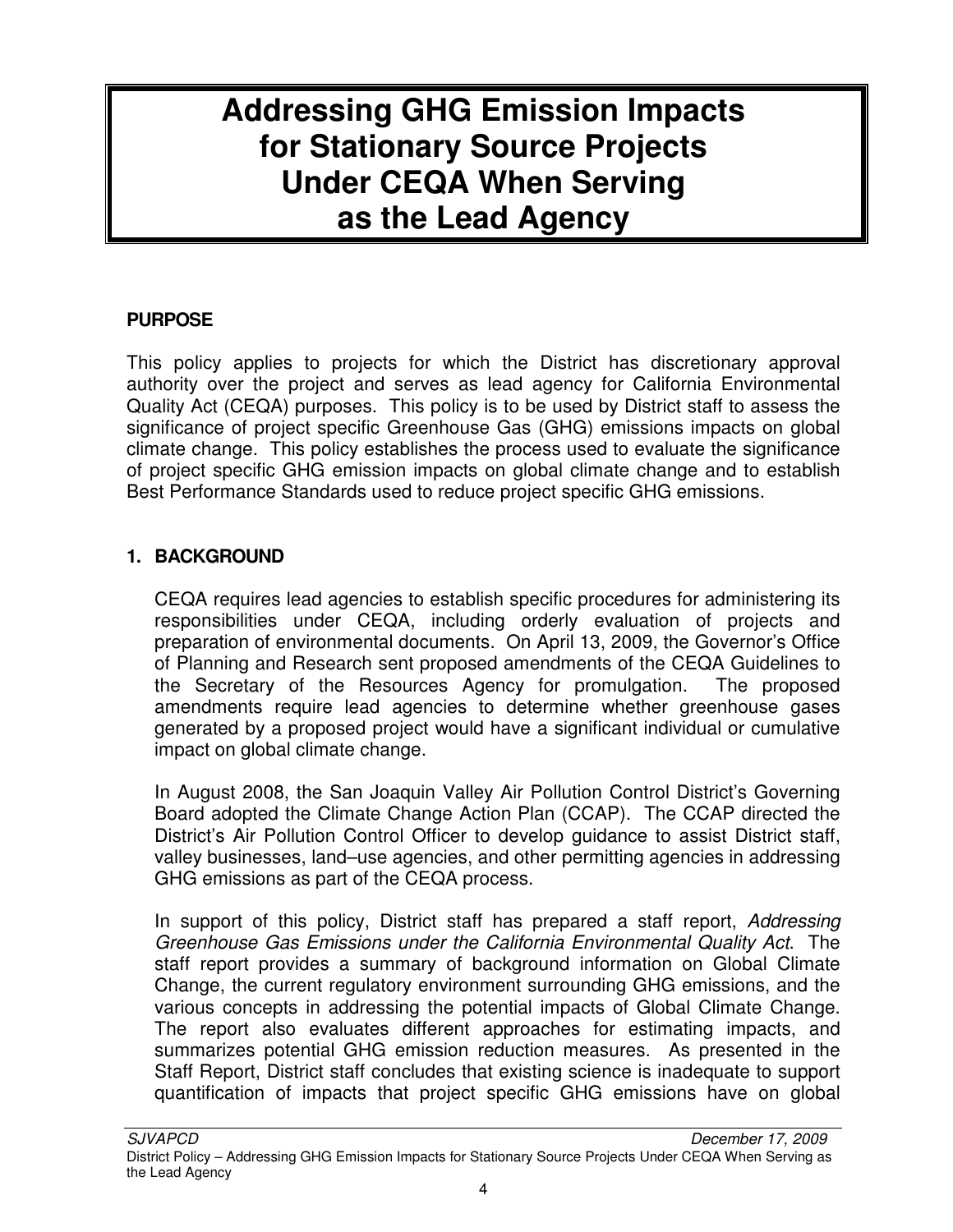# Addressing GHG Emission Impacts for Stationary Source Projects Under CEQA When Serving as the Lead Agency

## PURPOSE

This policy applies to projects for which the District has discretionary approval authority over the project and serves as lead agency for California Environmental Quality Act (CEQA) purposes. This policy is to be used by District staff to assess the significance of project specific Greenhouse Gas (GHG) emissions impacts on global climate change. This policy establishes the process used to evaluate the significance of project specific GHG emission impacts on global climate change and to establish Best Performance Standards used to reduce project specific GHG emissions.

## 1. BACKGROUND

CEQA requires lead agencies to establish specific procedures for administering its responsibilities under CEQA, including orderly evaluation of projects and preparation of environmental documents. On April 13, 2009, the Governor's Office of Planning and Research sent proposed amendments of the CEQA Guidelines to the Secretary of the Resources Agency for promulgation. The proposed amendments require lead agencies to determine whether greenhouse gases generated by a proposed project would have a significant individual or cumulative impact on global climate change.

In August 2008, the San Joaquin Valley Air Pollution Control District's Governing Board adopted the Climate Change Action Plan (CCAP). The CCAP directed the District's Air Pollution Control Officer to develop guidance to assist District staff, valley businesses, land–use agencies, and other permitting agencies in addressing GHG emissions as part of the CEQA process.

In support of this policy, District staff has prepared a staff report, *Addressing Greenhouse Gas Emissions under the California Environmental Quality Act*. The staff report provides a summary of background information on Global Climate Change, the current regulatory environment surrounding GHG emissions, and the various concepts in addressing the potential impacts of Global Climate Change. The report also evaluates different approaches for estimating impacts, and summarizes potential GHG emission reduction measures. As presented in the Staff Report, District staff concludes that existing science is inadequate to support quantification of impacts that project specific GHG emissions have on global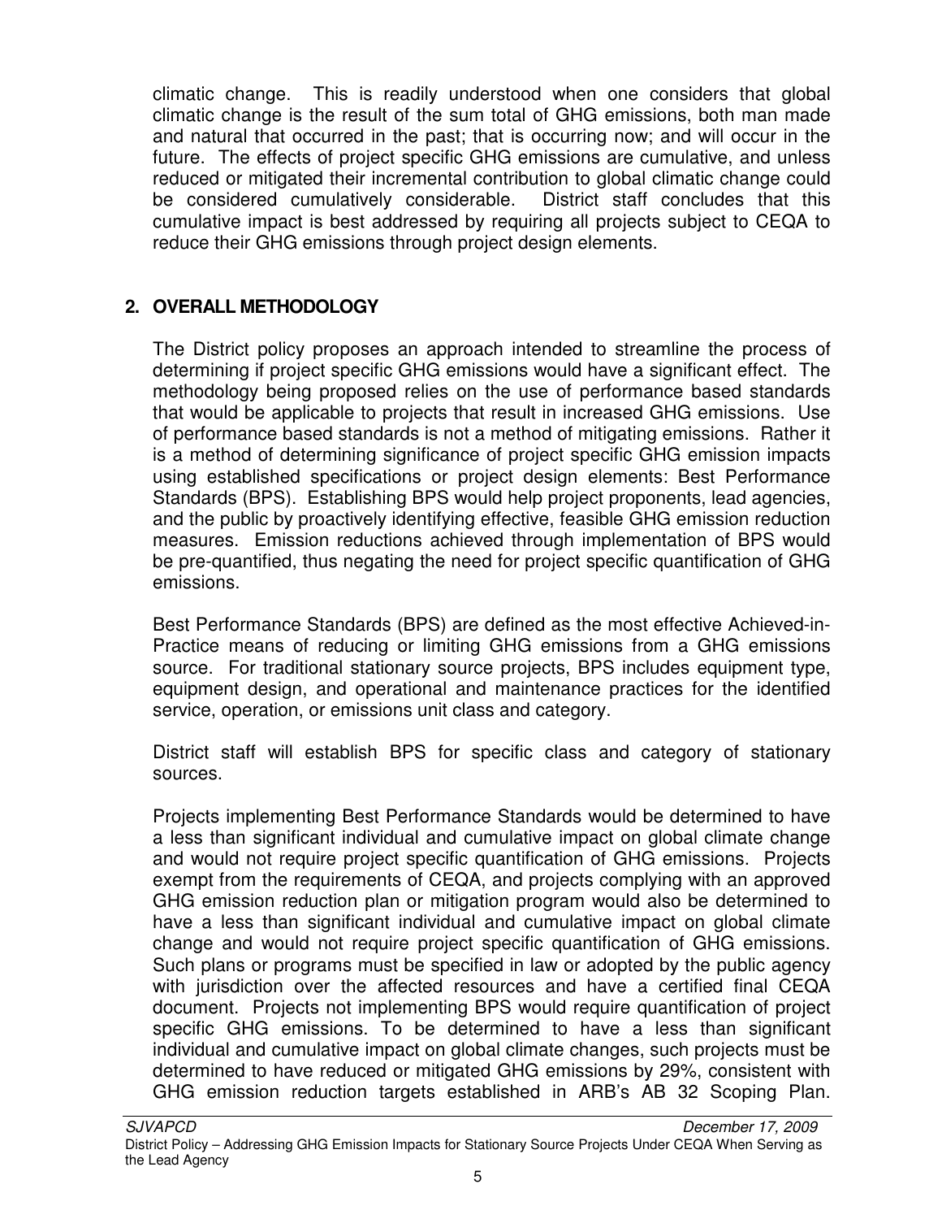climatic change. This is readily understood when one considers that global climatic change is the result of the sum total of GHG emissions, both man made and natural that occurred in the past; that is occurring now; and will occur in the future. The effects of project specific GHG emissions are cumulative, and unless reduced or mitigated their incremental contribution to global climatic change could be considered cumulatively considerable. District staff concludes that this cumulative impact is best addressed by requiring all projects subject to CEQA to reduce their GHG emissions through project design elements.

## 2. OVERALL METHODOLOGY

The District policy proposes an approach intended to streamline the process of determining if project specific GHG emissions would have a significant effect. The methodology being proposed relies on the use of performance based standards that would be applicable to projects that result in increased GHG emissions. Use of performance based standards is not a method of mitigating emissions. Rather it is a method of determining significance of project specific GHG emission impacts using established specifications or project design elements: Best Performance Standards (BPS). Establishing BPS would help project proponents, lead agencies, and the public by proactively identifying effective, feasible GHG emission reduction measures. Emission reductions achieved through implementation of BPS would be pre-quantified, thus negating the need for project specific quantification of GHG emissions.

Best Performance Standards (BPS) are defined as the most effective Achieved-in-Practice means of reducing or limiting GHG emissions from a GHG emissions source. For traditional stationary source projects, BPS includes equipment type, equipment design, and operational and maintenance practices for the identified service, operation, or emissions unit class and category.

District staff will establish BPS for specific class and category of stationary sources.

Projects implementing Best Performance Standards would be determined to have a less than significant individual and cumulative impact on global climate change and would not require project specific quantification of GHG emissions. Projects exempt from the requirements of CEQA, and projects complying with an approved GHG emission reduction plan or mitigation program would also be determined to have a less than significant individual and cumulative impact on global climate change and would not require project specific quantification of GHG emissions. Such plans or programs must be specified in law or adopted by the public agency with jurisdiction over the affected resources and have a certified final CEQA document. Projects not implementing BPS would require quantification of project specific GHG emissions. To be determined to have a less than significant individual and cumulative impact on global climate changes, such projects must be determined to have reduced or mitigated GHG emissions by 29%, consistent with GHG emission reduction targets established in ARB's AB 32 Scoping Plan.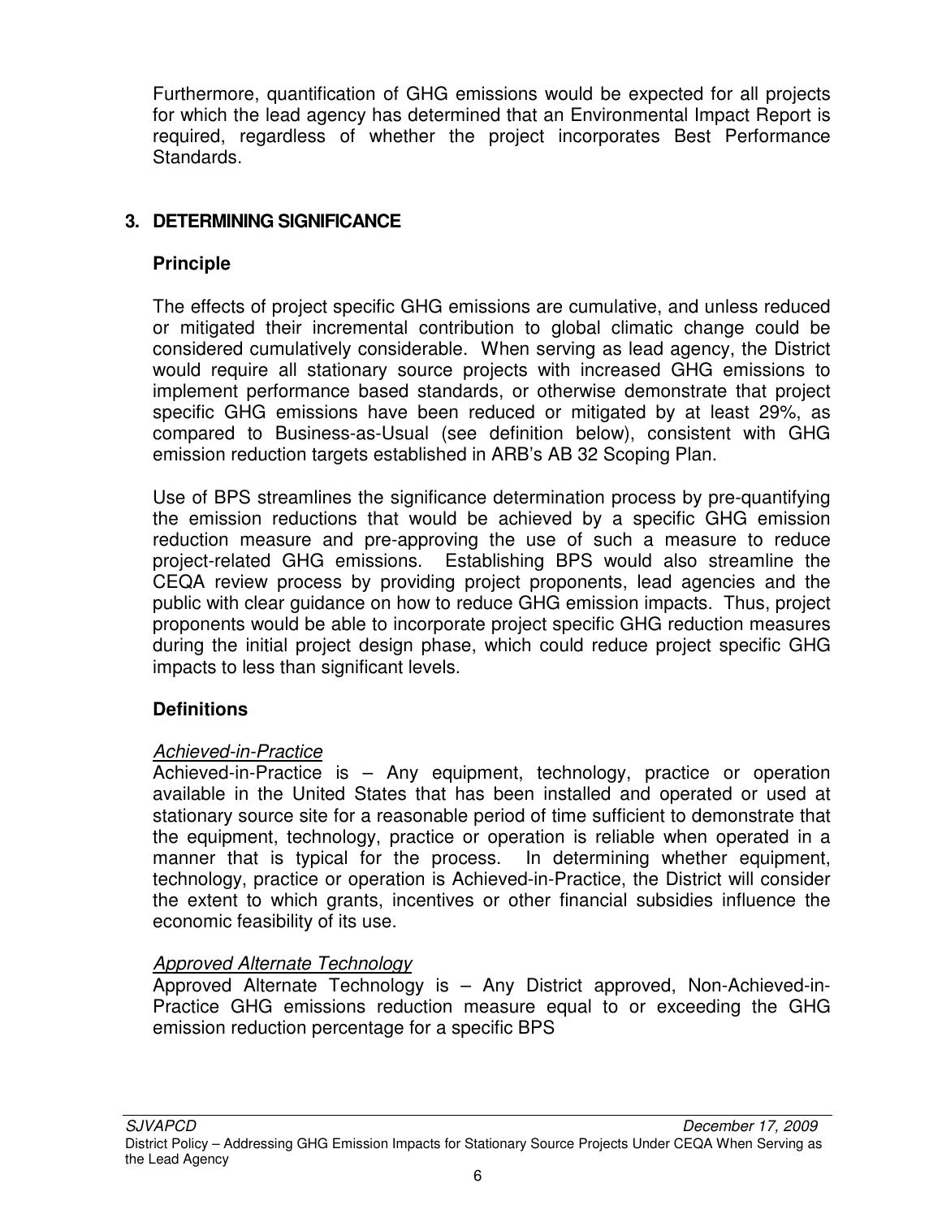Furthermore, quantification of GHG emissions would be expected for all projects for which the lead agency has determined that an Environmental Impact Report is required, regardless of whether the project incorporates Best Performance Standards.

## 3. DETERMINING SIGNIFICANCE

### Principle

The effects of project specific GHG emissions are cumulative, and unless reduced or mitigated their incremental contribution to global climatic change could be considered cumulatively considerable. When serving as lead agency, the District would require all stationary source projects with increased GHG emissions to implement performance based standards, or otherwise demonstrate that project specific GHG emissions have been reduced or mitigated by at least 29%, as compared to Business-as-Usual (see definition below), consistent with GHG emission reduction targets established in ARB's AB 32 Scoping Plan.

Use of BPS streamlines the significance determination process by pre-quantifying the emission reductions that would be achieved by a specific GHG emission reduction measure and pre-approving the use of such a measure to reduce project-related GHG emissions. Establishing BPS would also streamline the CEQA review process by providing project proponents, lead agencies and the public with clear guidance on how to reduce GHG emission impacts. Thus, project proponents would be able to incorporate project specific GHG reduction measures during the initial project design phase, which could reduce project specific GHG impacts to less than significant levels.

### Definitions

*Achieved-in-Practice*
Achieved-in-Practice is – Any equipment, technology, practice or operation available in the United States that has been installed and operated or used at stationary source site for a reasonable period of time sufficient to demonstrate that the equipment, technology, practice or operation is reliable when operated in a manner that is typical for the process. In determining whether equipment, technology, practice or operation is Achieved-in-Practice, the District will consider the extent to which grants, incentives or other financial subsidies influence the economic feasibility of its use.

*Approved Alternate Technology*
Approved Alternate Technology is – Any District approved, Non-Achieved-in-Practice GHG emissions reduction measure equal to or exceeding the GHG emission reduction percentage for a specific BPS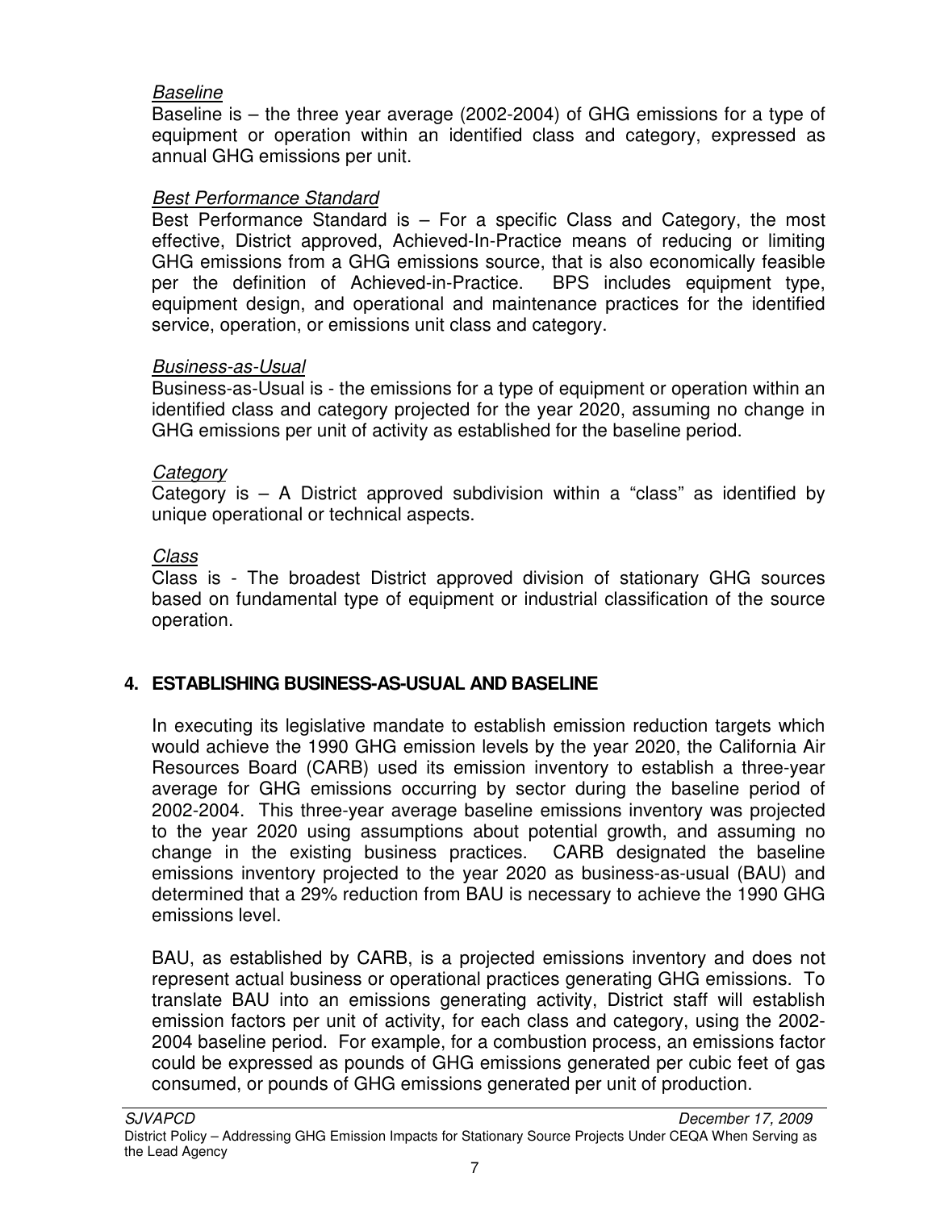*Baseline*

Baseline is – the three year average (2002-2004) of GHG emissions for a type of equipment or operation within an identified class and category, expressed as annual GHG emissions per unit.

*Best Performance Standard*

Best Performance Standard is – For a specific Class and Category, the most effective, District approved, Achieved-In-Practice means of reducing or limiting GHG emissions from a GHG emissions source, that is also economically feasible per the definition of Achieved-in-Practice. BPS includes equipment type, equipment design, and operational and maintenance practices for the identified service, operation, or emissions unit class and category.

*Business-as-Usual*

Business-as-Usual is - the emissions for a type of equipment or operation within an identified class and category projected for the year 2020, assuming no change in GHG emissions per unit of activity as established for the baseline period.

*Category*

Category is – A District approved subdivision within a "class" as identified by unique operational or technical aspects.

*Class*

Class is - The broadest District approved division of stationary GHG sources based on fundamental type of equipment or industrial classification of the source operation.

## 4. ESTABLISHING BUSINESS-AS-USUAL AND BASELINE

In executing its legislative mandate to establish emission reduction targets which would achieve the 1990 GHG emission levels by the year 2020, the California Air Resources Board (CARB) used its emission inventory to establish a three-year average for GHG emissions occurring by sector during the baseline period of 2002-2004. This three-year average baseline emissions inventory was projected to the year 2020 using assumptions about potential growth, and assuming no change in the existing business practices. CARB designated the baseline emissions inventory projected to the year 2020 as business-as-usual (BAU) and determined that a 29% reduction from BAU is necessary to achieve the 1990 GHG emissions level.

BAU, as established by CARB, is a projected emissions inventory and does not represent actual business or operational practices generating GHG emissions. To translate BAU into an emissions generating activity, District staff will establish emission factors per unit of activity, for each class and category, using the 2002-2004 baseline period. For example, for a combustion process, an emissions factor could be expressed as pounds of GHG emissions generated per cubic feet of gas consumed, or pounds of GHG emissions generated per unit of production.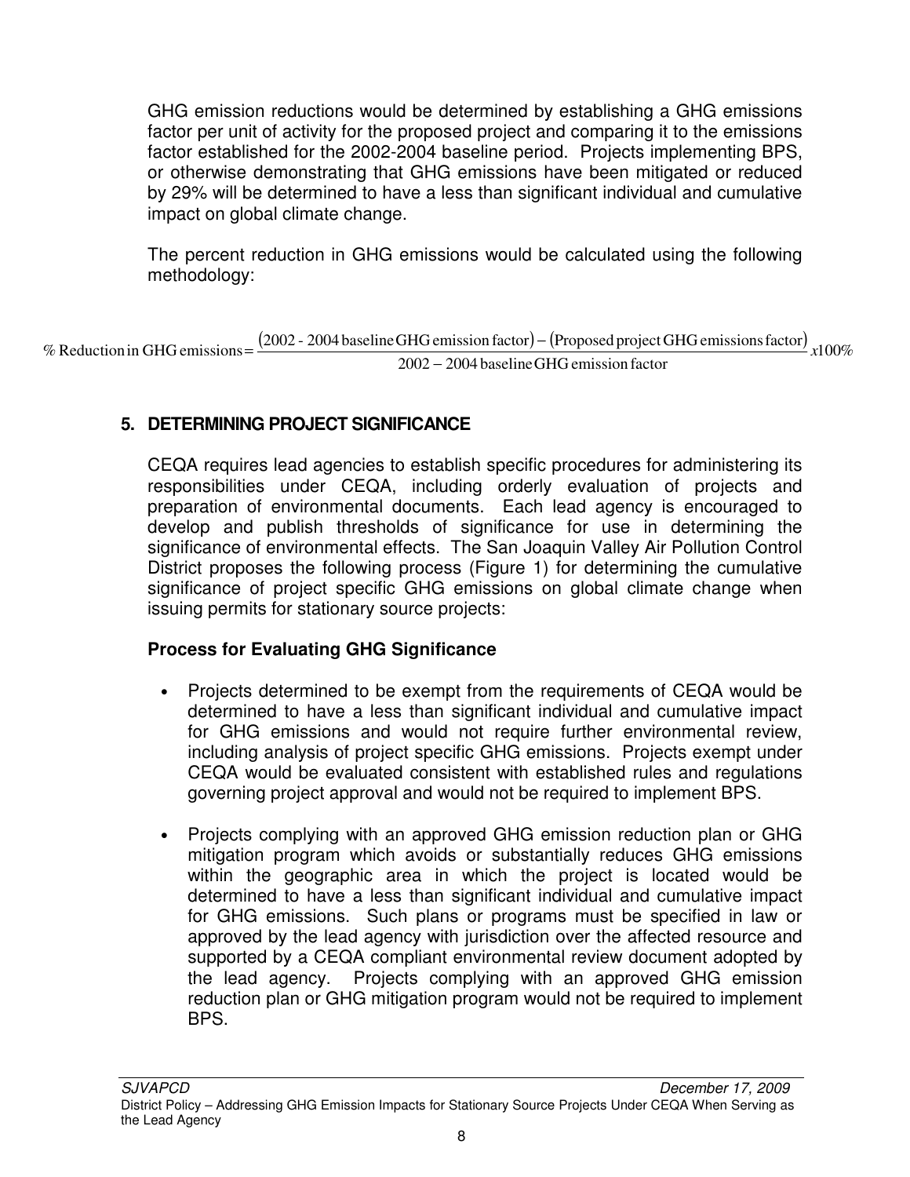GHG emission reductions would be determined by establishing a GHG emissions factor per unit of activity for the proposed project and comparing it to the emissions factor established for the 2002-2004 baseline period. Projects implementing BPS, or otherwise demonstrating that GHG emissions have been mitigated or reduced by 29% will be determined to have a less than significant individual and cumulative impact on global climate change.

The percent reduction in GHG emissions would be calculated using the following methodology:

$$\%\ \text{Reduction in GHG emissions} = \frac{(\text{2002 - 2004 baseline GHG emission factor}) - (\text{Proposed project GHG emissions factor})}{\text{2002} - \text{2004 baseline GHG emission factor}} x100\%$$

## 5. DETERMINING PROJECT SIGNIFICANCE

CEQA requires lead agencies to establish specific procedures for administering its responsibilities under CEQA, including orderly evaluation of projects and preparation of environmental documents. Each lead agency is encouraged to develop and publish thresholds of significance for use in determining the significance of environmental effects. The San Joaquin Valley Air Pollution Control District proposes the following process (Figure 1) for determining the cumulative significance of project specific GHG emissions on global climate change when issuing permits for stationary source projects:

### Process for Evaluating GHG Significance

- Projects determined to be exempt from the requirements of CEQA would be determined to have a less than significant individual and cumulative impact for GHG emissions and would not require further environmental review, including analysis of project specific GHG emissions. Projects exempt under CEQA would be evaluated consistent with established rules and regulations governing project approval and would not be required to implement BPS.
- Projects complying with an approved GHG emission reduction plan or GHG mitigation program which avoids or substantially reduces GHG emissions within the geographic area in which the project is located would be determined to have a less than significant individual and cumulative impact for GHG emissions. Such plans or programs must be specified in law or approved by the lead agency with jurisdiction over the affected resource and supported by a CEQA compliant environmental review document adopted by the lead agency. Projects complying with an approved GHG emission reduction plan or GHG mitigation program would not be required to implement BPS.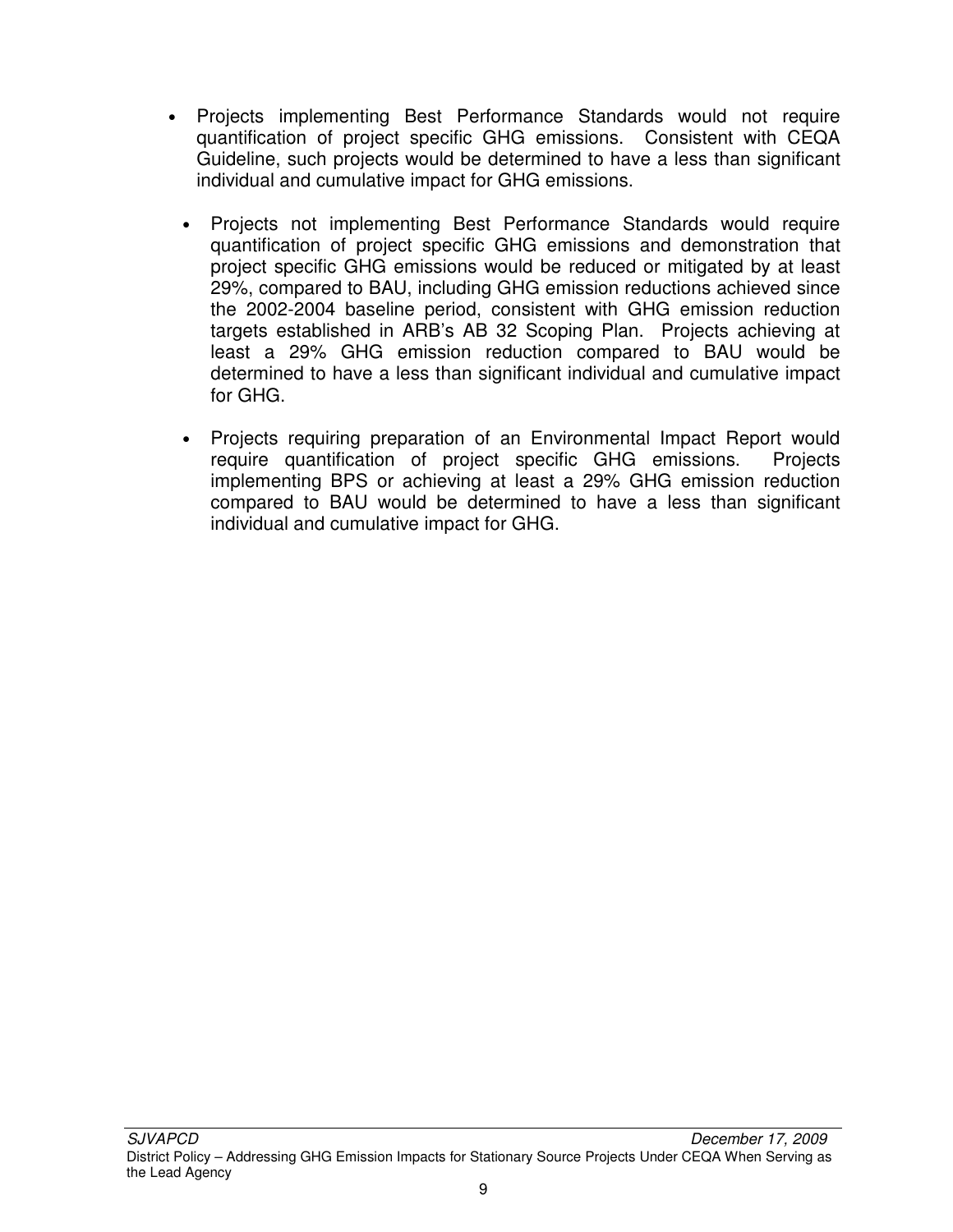- Projects implementing Best Performance Standards would not require quantification of project specific GHG emissions. Consistent with CEQA Guideline, such projects would be determined to have a less than significant individual and cumulative impact for GHG emissions.

- Projects not implementing Best Performance Standards would require quantification of project specific GHG emissions and demonstration that project specific GHG emissions would be reduced or mitigated by at least 29%, compared to BAU, including GHG emission reductions achieved since the 2002-2004 baseline period, consistent with GHG emission reduction targets established in ARB's AB 32 Scoping Plan. Projects achieving at least a 29% GHG emission reduction compared to BAU would be determined to have a less than significant individual and cumulative impact for GHG.

- Projects requiring preparation of an Environmental Impact Report would require quantification of project specific GHG emissions. Projects implementing BPS or achieving at least a 29% GHG emission reduction compared to BAU would be determined to have a less than significant individual and cumulative impact for GHG.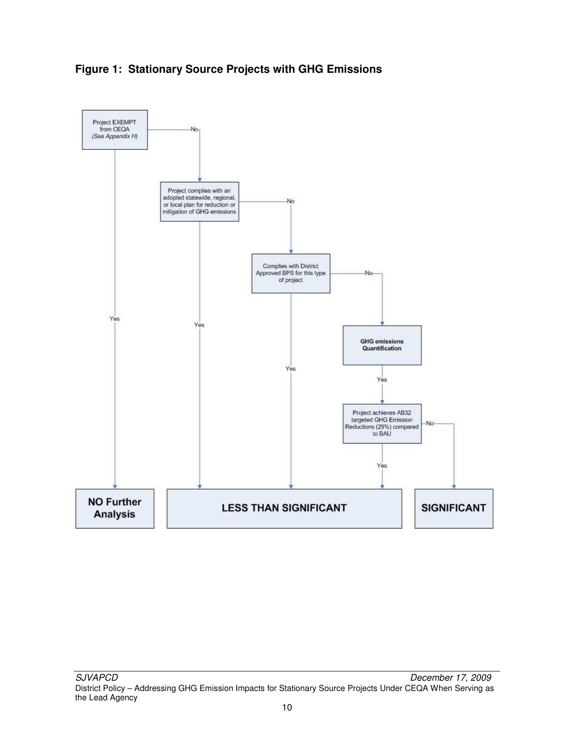**Figure 1: Stationary Source Projects with GHG Emissions**

Project EXEMPT from CEQA (*See Appendix H*)

No

Project complies with an adopted statewide, regional, or local plan for reduction or mitigation of GHG emissions

No

Complies with District Approved BPS for this type of project

No

**GHG emissions Quantification**

Yes

Project achieves AB32 targeted GHG Emission Reductions (29%) compared to BAU

No

Yes

Yes

Yes

Yes

**NO Further Analysis**

**LESS THAN SIGNIFICANT**

**SIGNIFICANT**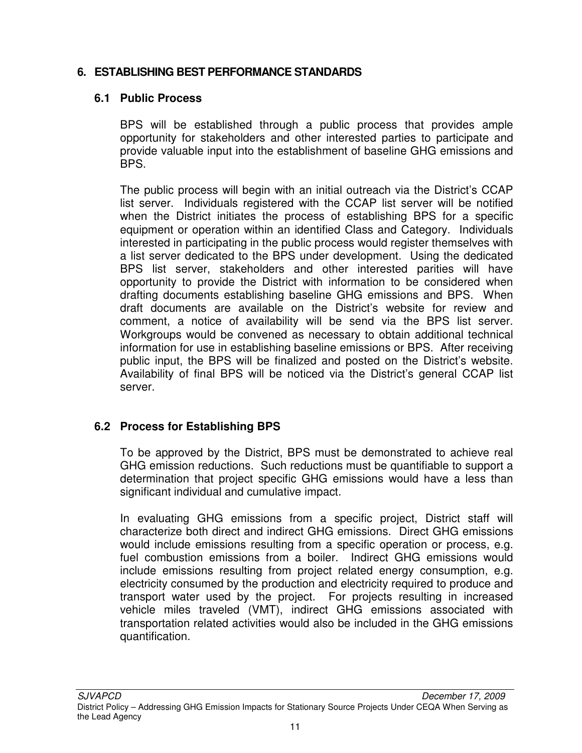## 6. ESTABLISHING BEST PERFORMANCE STANDARDS

### 6.1 Public Process

BPS will be established through a public process that provides ample opportunity for stakeholders and other interested parties to participate and provide valuable input into the establishment of baseline GHG emissions and BPS.

The public process will begin with an initial outreach via the District's CCAP list server. Individuals registered with the CCAP list server will be notified when the District initiates the process of establishing BPS for a specific equipment or operation within an identified Class and Category. Individuals interested in participating in the public process would register themselves with a list server dedicated to the BPS under development. Using the dedicated BPS list server, stakeholders and other interested parities will have opportunity to provide the District with information to be considered when drafting documents establishing baseline GHG emissions and BPS. When draft documents are available on the District's website for review and comment, a notice of availability will be send via the BPS list server. Workgroups would be convened as necessary to obtain additional technical information for use in establishing baseline emissions or BPS. After receiving public input, the BPS will be finalized and posted on the District's website. Availability of final BPS will be noticed via the District's general CCAP list server.

### 6.2 Process for Establishing BPS

To be approved by the District, BPS must be demonstrated to achieve real GHG emission reductions. Such reductions must be quantifiable to support a determination that project specific GHG emissions would have a less than significant individual and cumulative impact.

In evaluating GHG emissions from a specific project, District staff will characterize both direct and indirect GHG emissions. Direct GHG emissions would include emissions resulting from a specific operation or process, e.g. fuel combustion emissions from a boiler. Indirect GHG emissions would include emissions resulting from project related energy consumption, e.g. electricity consumed by the production and electricity required to produce and transport water used by the project. For projects resulting in increased vehicle miles traveled (VMT), indirect GHG emissions associated with transportation related activities would also be included in the GHG emissions quantification.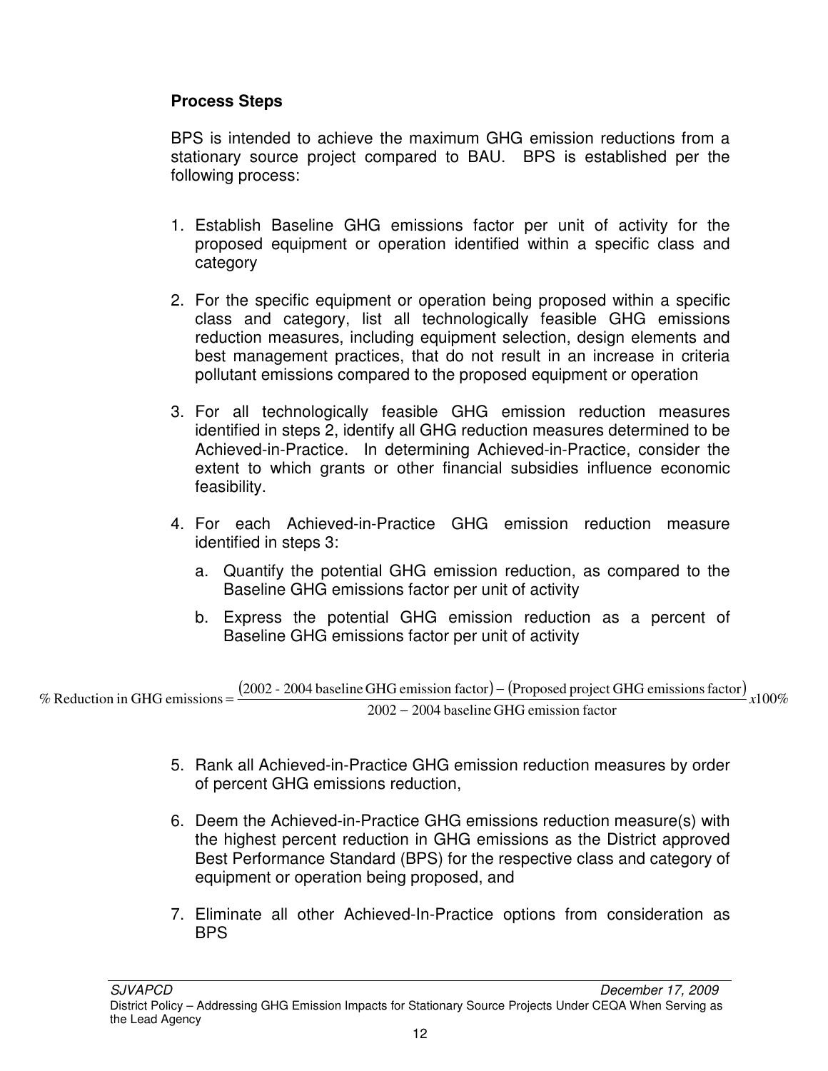### Process Steps

BPS is intended to achieve the maximum GHG emission reductions from a stationary source project compared to BAU. BPS is established per the following process:

1. Establish Baseline GHG emissions factor per unit of activity for the proposed equipment or operation identified within a specific class and category
2. For the specific equipment or operation being proposed within a specific class and category, list all technologically feasible GHG emissions reduction measures, including equipment selection, design elements and best management practices, that do not result in an increase in criteria pollutant emissions compared to the proposed equipment or operation
3. For all technologically feasible GHG emission reduction measures identified in steps 2, identify all GHG reduction measures determined to be Achieved-in-Practice. In determining Achieved-in-Practice, consider the extent to which grants or other financial subsidies influence economic feasibility.
4. For each Achieved-in-Practice GHG emission reduction measure identified in steps 3:
   a. Quantify the potential GHG emission reduction, as compared to the Baseline GHG emissions factor per unit of activity
   b. Express the potential GHG emission reduction as a percent of Baseline GHG emissions factor per unit of activity

$$\%\ \text{Reduction in GHG emissions} = \frac{(\text{2002 - 2004 baseline GHG emission factor}) - (\text{Proposed project GHG emissions factor})}{\text{2002} - \text{2004 baseline GHG emission factor}} x100\%$$

5. Rank all Achieved-in-Practice GHG emission reduction measures by order of percent GHG emissions reduction,
6. Deem the Achieved-in-Practice GHG emissions reduction measure(s) with the highest percent reduction in GHG emissions as the District approved Best Performance Standard (BPS) for the respective class and category of equipment or operation being proposed, and
7. Eliminate all other Achieved-In-Practice options from consideration as BPS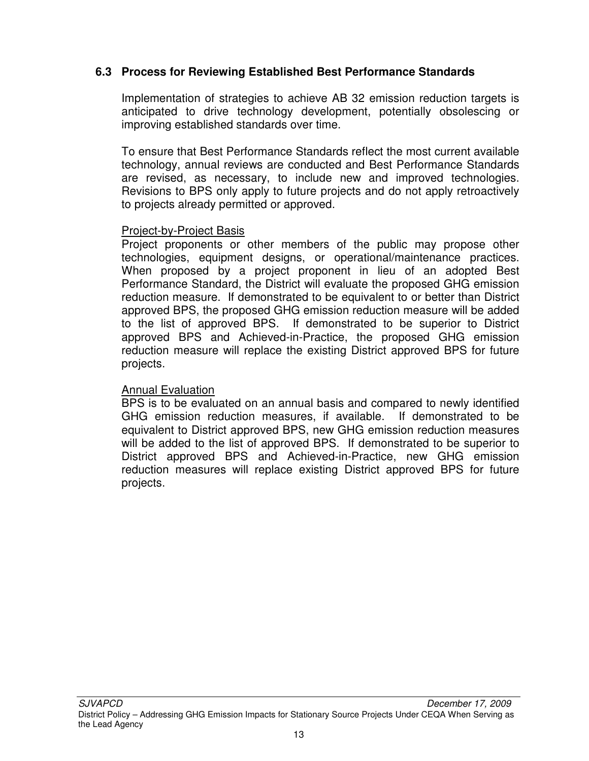### 6.3 Process for Reviewing Established Best Performance Standards

Implementation of strategies to achieve AB 32 emission reduction targets is anticipated to drive technology development, potentially obsolescing or improving established standards over time.

To ensure that Best Performance Standards reflect the most current available technology, annual reviews are conducted and Best Performance Standards are revised, as necessary, to include new and improved technologies. Revisions to BPS only apply to future projects and do not apply retroactively to projects already permitted or approved.

<u>Project-by-Project Basis</u>

Project proponents or other members of the public may propose other technologies, equipment designs, or operational/maintenance practices. When proposed by a project proponent in lieu of an adopted Best Performance Standard, the District will evaluate the proposed GHG emission reduction measure. If demonstrated to be equivalent to or better than District approved BPS, the proposed GHG emission reduction measure will be added to the list of approved BPS. If demonstrated to be superior to District approved BPS and Achieved-in-Practice, the proposed GHG emission reduction measure will replace the existing District approved BPS for future projects.

<u>Annual Evaluation</u>

BPS is to be evaluated on an annual basis and compared to newly identified GHG emission reduction measures, if available. If demonstrated to be equivalent to District approved BPS, new GHG emission reduction measures will be added to the list of approved BPS. If demonstrated to be superior to District approved BPS and Achieved-in-Practice, new GHG emission reduction measures will replace existing District approved BPS for future projects.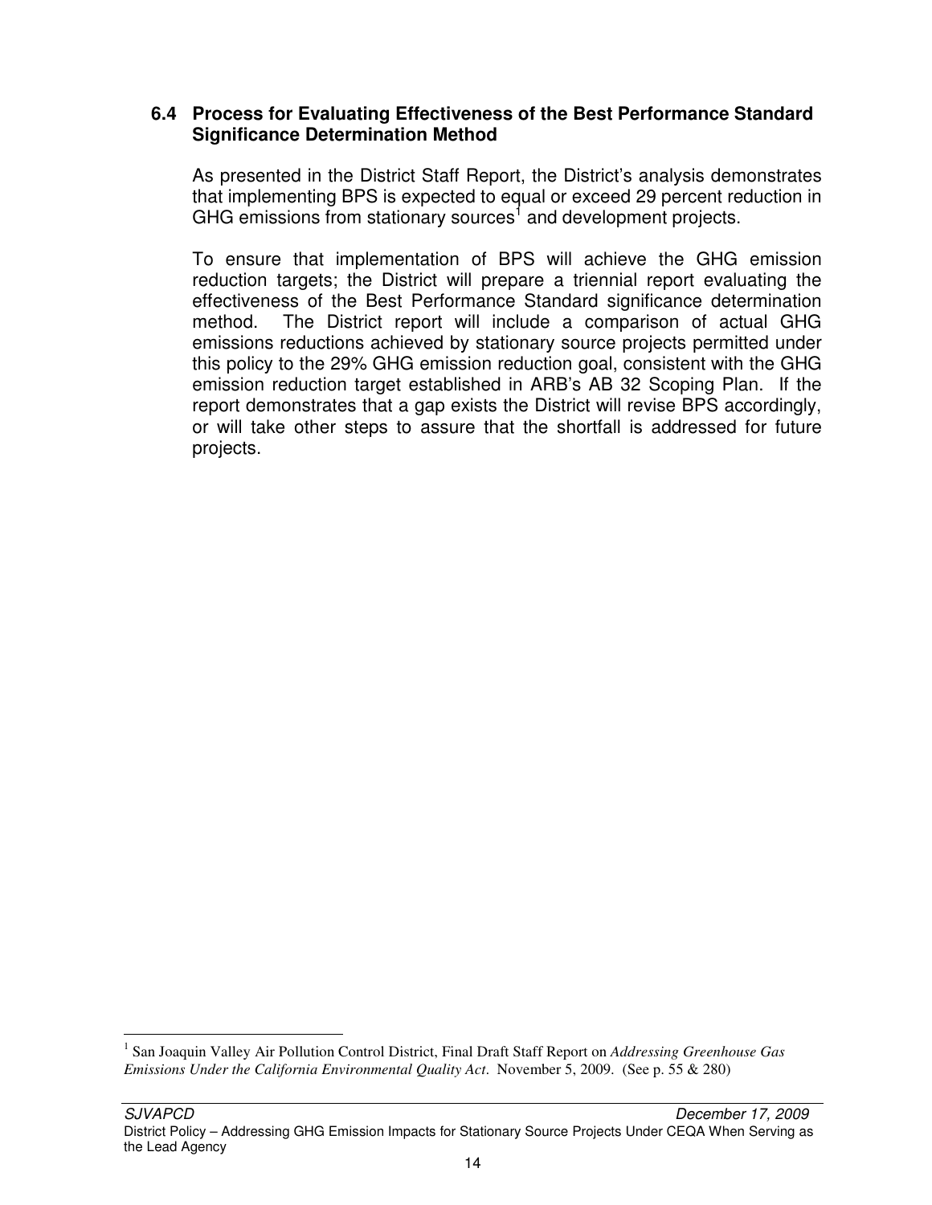### 6.4 Process for Evaluating Effectiveness of the Best Performance Standard Significance Determination Method

As presented in the District Staff Report, the District's analysis demonstrates that implementing BPS is expected to equal or exceed 29 percent reduction in GHG emissions from stationary sources[1] and development projects.

To ensure that implementation of BPS will achieve the GHG emission reduction targets; the District will prepare a triennial report evaluating the effectiveness of the Best Performance Standard significance determination method. The District report will include a comparison of actual GHG emissions reductions achieved by stationary source projects permitted under this policy to the 29% GHG emission reduction goal, consistent with the GHG emission reduction target established in ARB's AB 32 Scoping Plan. If the report demonstrates that a gap exists the District will revise BPS accordingly, or will take other steps to assure that the shortfall is addressed for future projects.

---

[1] San Joaquin Valley Air Pollution Control District, Final Draft Staff Report on *Addressing Greenhouse Gas Emissions Under the California Environmental Quality Act*. November 5, 2009. (See p. 55 & 280)